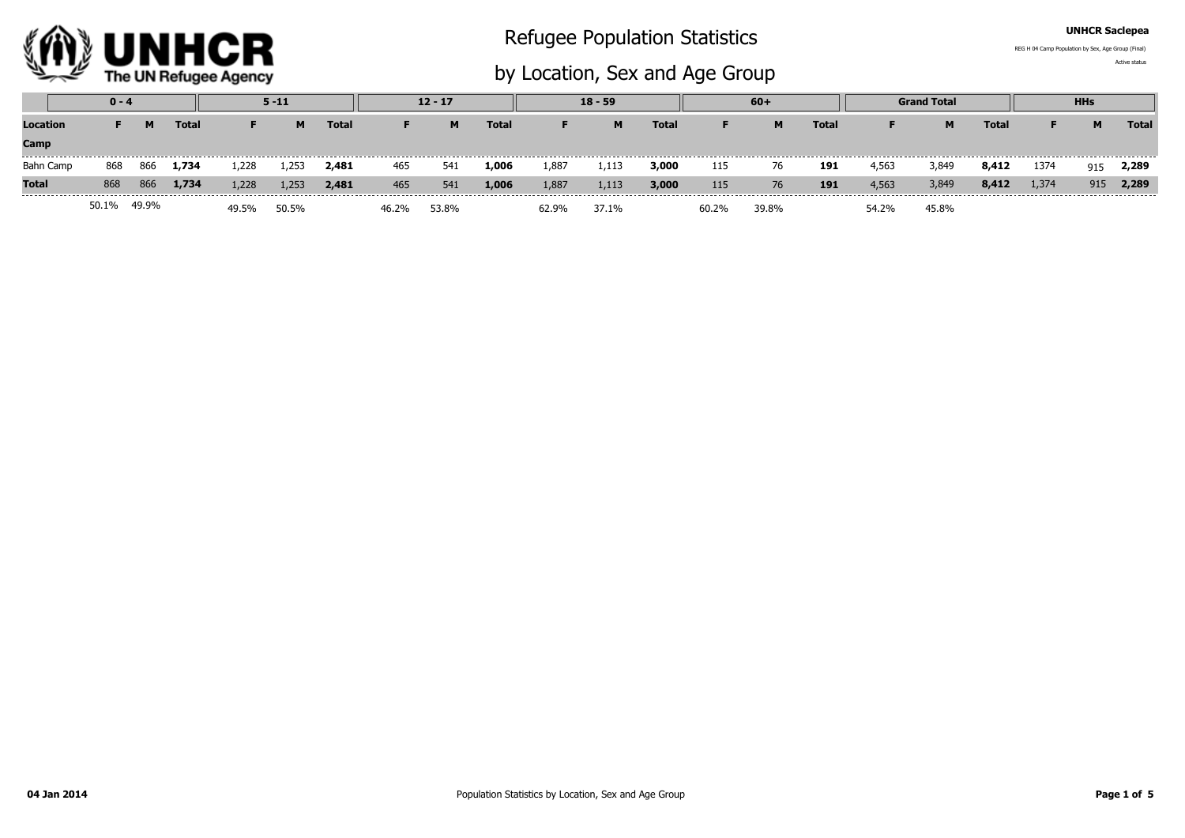# Refugee Population Statistics

## by Location, Sex and Age Group

**UNHCR Saclepea**

REG H 04 Camp Population by Sex, Age Group (Final)

Active status

| | 0 - 4 | | | 5 -11 | | | 12 - 17 | | | 18 - 59 | | | 60+ | | | Grand Total | | | HHs | | |
|---|---|---|---|---|---|---|---|---|---|---|---|---|---|---|---|---|---|---|---|---|---|
| **Location Camp** | **F** | **M** | **Total** | **F** | **M** | **Total** | **F** | **M** | **Total** | **F** | **M** | **Total** | **F** | **M** | **Total** | **F** | **M** | **Total** | **F** | **M** | **Total** |
| Bahn Camp | 868 | 866 | **1,734** | 1,228 | 1,253 | **2,481** | 465 | 541 | **1,006** | 1,887 | 1,113 | **3,000** | 115 | 76 | **191** | 4,563 | 3,849 | **8,412** | 1374 | 915 | **2,289** |
| **Total** | 868 | 866 | **1,734** | 1,228 | 1,253 | **2,481** | 465 | 541 | **1,006** | 1,887 | 1,113 | **3,000** | 115 | 76 | **191** | 4,563 | 3,849 | **8,412** | 1,374 | 915 | **2,289** |
| | 50.1% | 49.9% | | 49.5% | 50.5% | | 46.2% | 53.8% | | 62.9% | 37.1% | | 60.2% | 39.8% | | 54.2% | 45.8% | | | | |

**04 Jan 2014**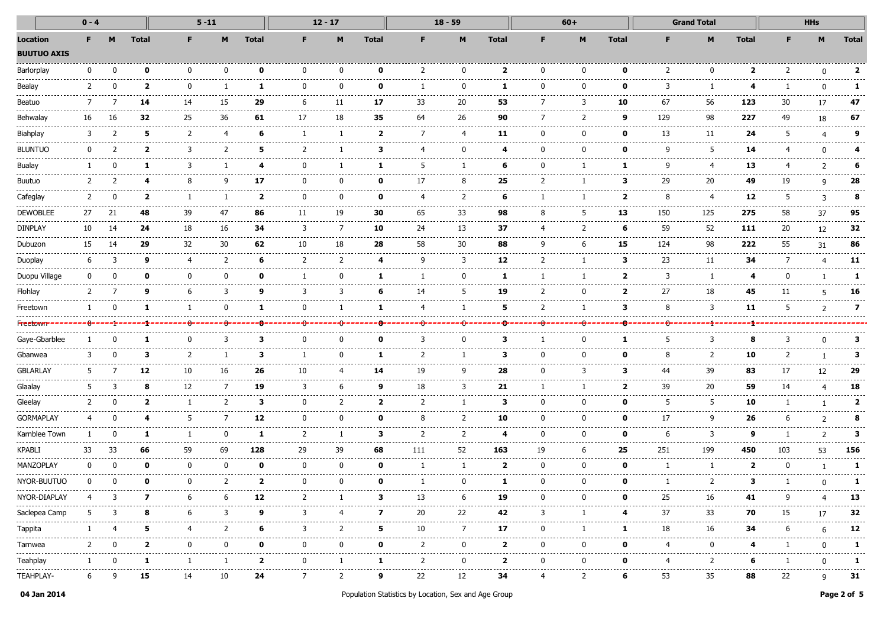| | 0 - 4 | | | 5 -11 | | | 12 - 17 | | | 18 - 59 | | | 60+ | | | Grand Total | | | HHs | | |
|---|---|---|---|---|---|---|---|---|---|---|---|---|---|---|---|---|---|---|---|---|---|
| **Location** | **F** | **M** | **Total** | **F** | **M** | **Total** | **F** | **M** | **Total** | **F** | **M** | **Total** | **F** | **M** | **Total** | **F** | **M** | **Total** | **F** | **M** | **Total** |
| **BUUTUO AXIS** | | | | | | | | | | | | | | | | | | | | | |
| Barlorplay | 0 | 0 | **0** | 0 | 0 | **0** | 0 | 0 | **0** | 2 | 0 | **2** | 0 | 0 | **0** | 2 | 0 | **2** | 2 | 0 | **2** |
| Bealay | 2 | 0 | **2** | 0 | 1 | **1** | 0 | 0 | **0** | 1 | 0 | **1** | 0 | 0 | **0** | 3 | 1 | **4** | 1 | 0 | **1** |
| Beatuo | 7 | 7 | **14** | 14 | 15 | **29** | 6 | 11 | **17** | 33 | 20 | **53** | 7 | 3 | **10** | 67 | 56 | **123** | 30 | 17 | **47** |
| Behwalay | 16 | 16 | **32** | 25 | 36 | **61** | 17 | 18 | **35** | 64 | 26 | **90** | 7 | 2 | **9** | 129 | 98 | **227** | 49 | 18 | **67** |
| Biahplay | 3 | 2 | **5** | 2 | 4 | **6** | 1 | 1 | **2** | 7 | 4 | **11** | 0 | 0 | **0** | 13 | 11 | **24** | 5 | 4 | **9** |
| BLUNTUO | 0 | 2 | **2** | 3 | 2 | **5** | 2 | 1 | **3** | 4 | 0 | **4** | 0 | 0 | **0** | 9 | 5 | **14** | 4 | 0 | **4** |
| Bualay | 1 | 0 | **1** | 3 | 1 | **4** | 0 | 1 | **1** | 5 | 1 | **6** | 0 | 1 | **1** | 9 | 4 | **13** | 4 | 2 | **6** |
| Buutuo | 2 | 2 | **4** | 8 | 9 | **17** | 0 | 0 | **0** | 17 | 8 | **25** | 2 | 1 | **3** | 29 | 20 | **49** | 19 | 9 | **28** |
| Cafeglay | 2 | 0 | **2** | 1 | 1 | **2** | 0 | 0 | **0** | 4 | 2 | **6** | 1 | 1 | **2** | 8 | 4 | **12** | 5 | 3 | **8** |
| DEWOBLEE | 27 | 21 | **48** | 39 | 47 | **86** | 11 | 19 | **30** | 65 | 33 | **98** | 8 | 5 | **13** | 150 | 125 | **275** | 58 | 37 | **95** |
| DINPLAY | 10 | 14 | **24** | 18 | 16 | **34** | 3 | 7 | **10** | 24 | 13 | **37** | 4 | 2 | **6** | 59 | 52 | **111** | 20 | 12 | **32** |
| Dubuzon | 15 | 14 | **29** | 32 | 30 | **62** | 10 | 18 | **28** | 58 | 30 | **88** | 9 | 6 | **15** | 124 | 98 | **222** | 55 | 31 | **86** |
| Duoplay | 6 | 3 | **9** | 4 | 2 | **6** | 2 | 2 | **4** | 9 | 3 | **12** | 2 | 1 | **3** | 23 | 11 | **34** | 7 | 4 | **11** |
| Duopu Village | 0 | 0 | **0** | 0 | 0 | **0** | 1 | 0 | **1** | 1 | 0 | **1** | 1 | 1 | **2** | 3 | 1 | **4** | 0 | 1 | **1** |
| Flohlay | 2 | 7 | **9** | 6 | 3 | **9** | 3 | 3 | **6** | 14 | 5 | **19** | 2 | 0 | **2** | 27 | 18 | **45** | 11 | 5 | **16** |
| Freetown | 1 | 0 | **1** | 1 | 0 | **1** | 0 | 1 | **1** | 4 | 1 | **5** | 2 | 1 | **3** | 8 | 3 | **11** | 5 | 2 | **7** |
| ~~Freetown~~ | ~~0~~ | ~~1~~ | ~~**1**~~ | ~~0~~ | ~~0~~ | ~~**0**~~ | ~~0~~ | ~~0~~ | ~~**0**~~ | ~~0~~ | ~~0~~ | ~~**0**~~ | ~~0~~ | ~~0~~ | ~~**0**~~ | ~~0~~ | ~~1~~ | ~~**1**~~ | | | |
| Gaye-Gbarblee | 1 | 0 | **1** | 0 | 3 | **3** | 0 | 0 | **0** | 3 | 0 | **3** | 1 | 0 | **1** | 5 | 3 | **8** | 3 | 0 | **3** |
| Gbanwea | 3 | 0 | **3** | 2 | 1 | **3** | 1 | 0 | **1** | 2 | 1 | **3** | 0 | 0 | **0** | 8 | 2 | **10** | 2 | 1 | **3** |
| GBLARLAY | 5 | 7 | **12** | 10 | 16 | **26** | 10 | 4 | **14** | 19 | 9 | **28** | 0 | 3 | **3** | 44 | 39 | **83** | 17 | 12 | **29** |
| Glaalay | 5 | 3 | **8** | 12 | 7 | **19** | 3 | 6 | **9** | 18 | 3 | **21** | 1 | 1 | **2** | 39 | 20 | **59** | 14 | 4 | **18** |
| Gleelay | 2 | 0 | **2** | 1 | 2 | **3** | 0 | 2 | **2** | 2 | 1 | **3** | 0 | 0 | **0** | 5 | 5 | **10** | 1 | 1 | **2** |
| GORMAPLAY | 4 | 0 | **4** | 5 | 7 | **12** | 0 | 0 | **0** | 8 | 2 | **10** | 0 | 0 | **0** | 17 | 9 | **26** | 6 | 2 | **8** |
| Karnblee Town | 1 | 0 | **1** | 1 | 0 | **1** | 2 | 1 | **3** | 2 | 2 | **4** | 0 | 0 | **0** | 6 | 3 | **9** | 1 | 2 | **3** |
| KPABLI | 33 | 33 | **66** | 59 | 69 | **128** | 29 | 39 | **68** | 111 | 52 | **163** | 19 | 6 | **25** | 251 | 199 | **450** | 103 | 53 | **156** |
| MANZOPLAY | 0 | 0 | **0** | 0 | 0 | **0** | 0 | 0 | **0** | 1 | 1 | **2** | 0 | 0 | **0** | 1 | 1 | **2** | 0 | 1 | **1** |
| NYOR-BUUTUO | 0 | 0 | **0** | 0 | 2 | **2** | 0 | 0 | **0** | 1 | 0 | **1** | 0 | 0 | **0** | 1 | 2 | **3** | 1 | 0 | **1** |
| NYOR-DIAPLAY | 4 | 3 | **7** | 6 | 6 | **12** | 2 | 1 | **3** | 13 | 6 | **19** | 0 | 0 | **0** | 25 | 16 | **41** | 9 | 4 | **13** |
| Saclepea Camp | 5 | 3 | **8** | 6 | 3 | **9** | 3 | 4 | **7** | 20 | 22 | **42** | 3 | 1 | **4** | 37 | 33 | **70** | 15 | 17 | **32** |
| Tappita | 1 | 4 | **5** | 4 | 2 | **6** | 3 | 2 | **5** | 10 | 7 | **17** | 0 | 1 | **1** | 18 | 16 | **34** | 6 | 6 | **12** |
| Tarnwea | 2 | 0 | **2** | 0 | 0 | **0** | 0 | 0 | **0** | 2 | 0 | **2** | 0 | 0 | **0** | 4 | 0 | **4** | 1 | 0 | **1** |
| Teahplay | 1 | 0 | **1** | 1 | 1 | **2** | 0 | 1 | **1** | 2 | 0 | **2** | 0 | 0 | **0** | 4 | 2 | **6** | 1 | 0 | **1** |
| TEAHPLAY- | 6 | 9 | **15** | 14 | 10 | **24** | 7 | 2 | **9** | 22 | 12 | **34** | 4 | 2 | **6** | 53 | 35 | **88** | 22 | 9 | **31** |

**04 Jan 2014** Population Statistics by Location, Sex and Age Group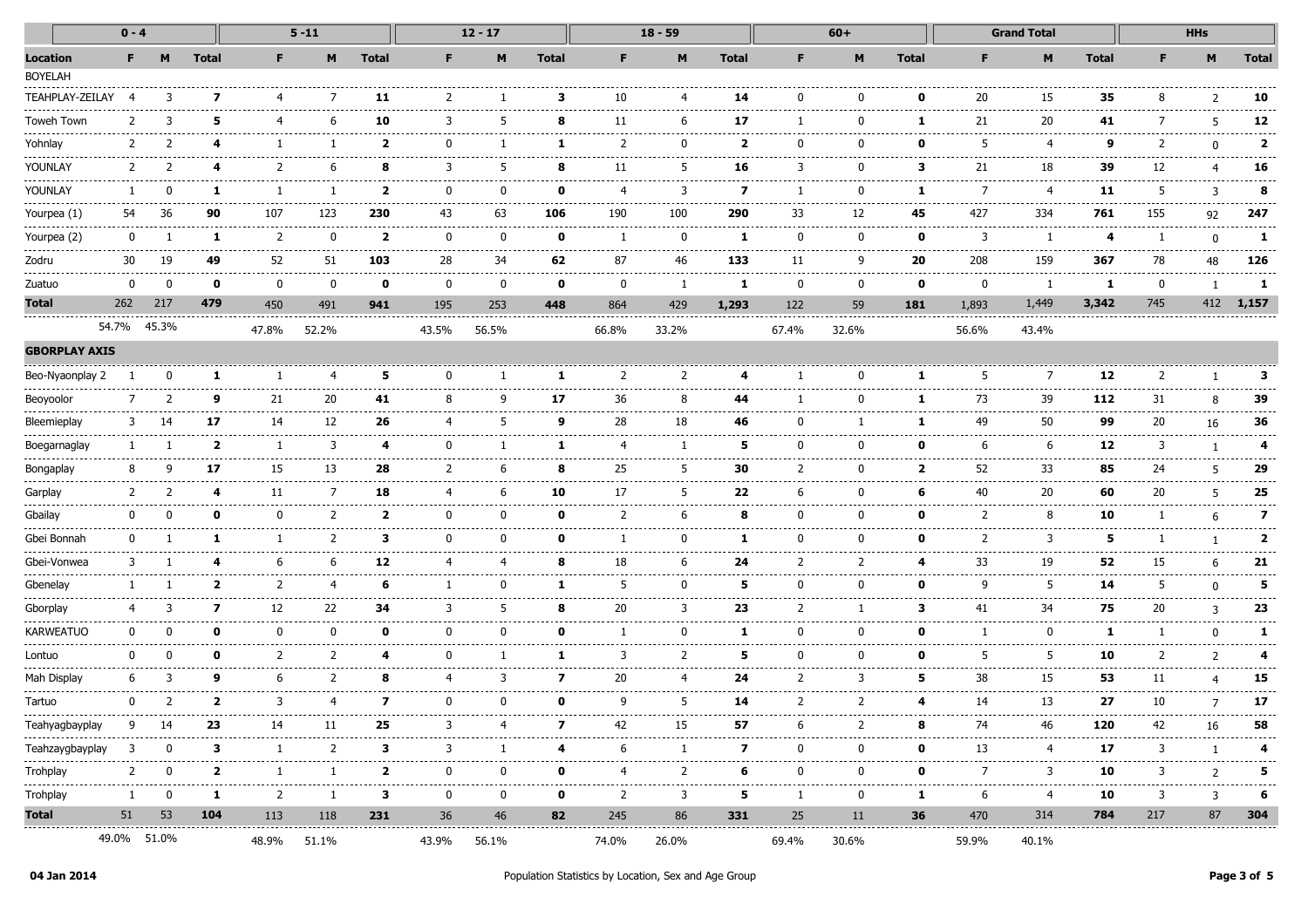| Location | 0 - 4 F | 0 - 4 M | 0 - 4 Total | 5 -11 F | 5 -11 M | 5 -11 Total | 12 - 17 F | 12 - 17 M | 12 - 17 Total | 18 - 59 F | 18 - 59 M | 18 - 59 Total | 60+ F | 60+ M | 60+ Total | Grand Total F | Grand Total M | Grand Total Total | HHs F | HHs M | HHs Total |
|---|---|---|---|---|---|---|---|---|---|---|---|---|---|---|---|---|---|---|---|---|---|
| BOYELAH | | | | | | | | | | | | | | | | | | | | | |
| TEAHPLAY-ZEILAY | 4 | 3 | **7** | 4 | 7 | **11** | 2 | 1 | **3** | 10 | 4 | **14** | 0 | 0 | **0** | 20 | 15 | **35** | 8 | 2 | **10** |
| Toweh Town | 2 | 3 | **5** | 4 | 6 | **10** | 3 | 5 | **8** | 11 | 6 | **17** | 1 | 0 | **1** | 21 | 20 | **41** | 7 | 5 | **12** |
| Yohnlay | 2 | 2 | **4** | 1 | 1 | **2** | 0 | 1 | **1** | 2 | 0 | **2** | 0 | 0 | **0** | 5 | 4 | **9** | 2 | 0 | **2** |
| YOUNLAY | 2 | 2 | **4** | 2 | 6 | **8** | 3 | 5 | **8** | 11 | 5 | **16** | 3 | 0 | **3** | 21 | 18 | **39** | 12 | 4 | **16** |
| YOUNLAY | 1 | 0 | **1** | 1 | 1 | **2** | 0 | 0 | **0** | 4 | 3 | **7** | 1 | 0 | **1** | 7 | 4 | **11** | 5 | 3 | **8** |
| Yourpea (1) | 54 | 36 | **90** | 107 | 123 | **230** | 43 | 63 | **106** | 190 | 100 | **290** | 33 | 12 | **45** | 427 | 334 | **761** | 155 | 92 | **247** |
| Yourpea (2) | 0 | 1 | **1** | 2 | 0 | **2** | 0 | 0 | **0** | 1 | 0 | **1** | 0 | 0 | **0** | 3 | 1 | **4** | 1 | 0 | **1** |
| Zodru | 30 | 19 | **49** | 52 | 51 | **103** | 28 | 34 | **62** | 87 | 46 | **133** | 11 | 9 | **20** | 208 | 159 | **367** | 78 | 48 | **126** |
| Zuatuo | 0 | 0 | **0** | 0 | 0 | **0** | 0 | 0 | **0** | 0 | 1 | **1** | 0 | 0 | **0** | 0 | 1 | **1** | 0 | 1 | **1** |
| **Total** | 262 | 217 | **479** | 450 | 491 | **941** | 195 | 253 | **448** | 864 | 429 | **1,293** | 122 | 59 | **181** | 1,893 | 1,449 | **3,342** | 745 | 412 | **1,157** |
| | 54.7% | 45.3% | | 47.8% | 52.2% | | 43.5% | 56.5% | | 66.8% | 33.2% | | 67.4% | 32.6% | | 56.6% | 43.4% | | | | |
| **GBORPLAY AXIS** | | | | | | | | | | | | | | | | | | | | | |
| Beo-Nyaonplay 2 | 1 | 0 | **1** | 1 | 4 | **5** | 0 | 1 | **1** | 2 | 2 | **4** | 1 | 0 | **1** | 5 | 7 | **12** | 2 | 1 | **3** |
| Beoyoolor | 7 | 2 | **9** | 21 | 20 | **41** | 8 | 9 | **17** | 36 | 8 | **44** | 1 | 0 | **1** | 73 | 39 | **112** | 31 | 8 | **39** |
| Bleemieplay | 3 | 14 | **17** | 14 | 12 | **26** | 4 | 5 | **9** | 28 | 18 | **46** | 0 | 1 | **1** | 49 | 50 | **99** | 20 | 16 | **36** |
| Boegarnaglay | 1 | 1 | **2** | 1 | 3 | **4** | 0 | 1 | **1** | 4 | 1 | **5** | 0 | 0 | **0** | 6 | 6 | **12** | 3 | 1 | **4** |
| Bongaplay | 8 | 9 | **17** | 15 | 13 | **28** | 2 | 6 | **8** | 25 | 5 | **30** | 2 | 0 | **2** | 52 | 33 | **85** | 24 | 5 | **29** |
| Garplay | 2 | 2 | **4** | 11 | 7 | **18** | 4 | 6 | **10** | 17 | 5 | **22** | 6 | 0 | **6** | 40 | 20 | **60** | 20 | 5 | **25** |
| Gbailay | 0 | 0 | **0** | 0 | 2 | **2** | 0 | 0 | **0** | 2 | 6 | **8** | 0 | 0 | **0** | 2 | 8 | **10** | 1 | 6 | **7** |
| Gbei Bonnah | 0 | 1 | **1** | 1 | 2 | **3** | 0 | 0 | **0** | 1 | 0 | **1** | 0 | 0 | **0** | 2 | 3 | **5** | 1 | 1 | **2** |
| Gbei-Vonwea | 3 | 1 | **4** | 6 | 6 | **12** | 4 | 4 | **8** | 18 | 6 | **24** | 2 | 2 | **4** | 33 | 19 | **52** | 15 | 6 | **21** |
| Gbenelay | 1 | 1 | **2** | 2 | 4 | **6** | 1 | 0 | **1** | 5 | 0 | **5** | 0 | 0 | **0** | 9 | 5 | **14** | 5 | 0 | **5** |
| Gborplay | 4 | 3 | **7** | 12 | 22 | **34** | 3 | 5 | **8** | 20 | 3 | **23** | 2 | 1 | **3** | 41 | 34 | **75** | 20 | 3 | **23** |
| KARWEATUO | 0 | 0 | **0** | 0 | 0 | **0** | 0 | 0 | **0** | 1 | 0 | **1** | 0 | 0 | **0** | 1 | 0 | **1** | 1 | 0 | **1** |
| Lontuo | 0 | 0 | **0** | 2 | 2 | **4** | 0 | 1 | **1** | 3 | 2 | **5** | 0 | 0 | **0** | 5 | 5 | **10** | 2 | 2 | **4** |
| Mah Display | 6 | 3 | **9** | 6 | 2 | **8** | 4 | 3 | **7** | 20 | 4 | **24** | 2 | 3 | **5** | 38 | 15 | **53** | 11 | 4 | **15** |
| Tartuo | 0 | 2 | **2** | 3 | 4 | **7** | 0 | 0 | **0** | 9 | 5 | **14** | 2 | 2 | **4** | 14 | 13 | **27** | 10 | 7 | **17** |
| Teahyagbayplay | 9 | 14 | **23** | 14 | 11 | **25** | 3 | 4 | **7** | 42 | 15 | **57** | 6 | 2 | **8** | 74 | 46 | **120** | 42 | 16 | **58** |
| Teahzaygbayplay | 3 | 0 | **3** | 1 | 2 | **3** | 3 | 1 | **4** | 6 | 1 | **7** | 0 | 0 | **0** | 13 | 4 | **17** | 3 | 1 | **4** |
| Trohplay | 2 | 0 | **2** | 1 | 1 | **2** | 0 | 0 | **0** | 4 | 2 | **6** | 0 | 0 | **0** | 7 | 3 | **10** | 3 | 2 | **5** |
| Trohplay | 1 | 0 | **1** | 2 | 1 | **3** | 0 | 0 | **0** | 2 | 3 | **5** | 1 | 0 | **1** | 6 | 4 | **10** | 3 | 3 | **6** |
| **Total** | 51 | 53 | **104** | 113 | 118 | **231** | 36 | 46 | **82** | 245 | 86 | **331** | 25 | 11 | **36** | 470 | 314 | **784** | 217 | 87 | **304** |
| | 49.0% | 51.0% | | 48.9% | 51.1% | | 43.9% | 56.1% | | 74.0% | 26.0% | | 69.4% | 30.6% | | 59.9% | 40.1% | | | | |

04 Jan 2014 — Population Statistics by Location, Sex and Age Group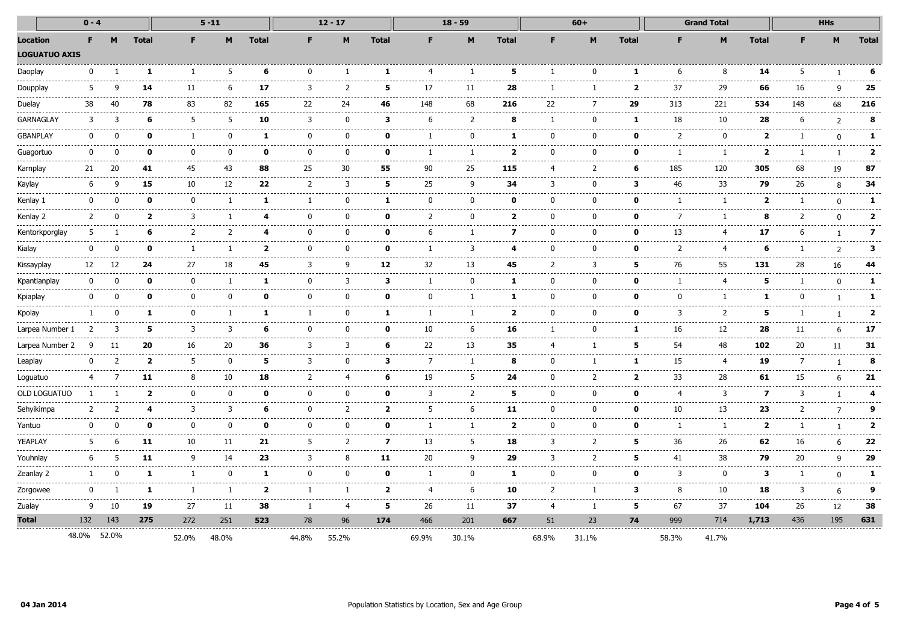| | 0 - 4 | | | 5 -11 | | | 12 - 17 | | | 18 - 59 | | | 60+ | | | Grand Total | | | HHs | | |
|---|---|---|---|---|---|---|---|---|---|---|---|---|---|---|---|---|---|---|---|---|---|
| **Location** | **F** | **M** | **Total** | **F** | **M** | **Total** | **F** | **M** | **Total** | **F** | **M** | **Total** | **F** | **M** | **Total** | **F** | **M** | **Total** | **F** | **M** | **Total** |
| **LOGUATUO AXIS** | | | | | | | | | | | | | | | | | | | | | |
| Daoplay | 0 | 1 | **1** | 1 | 5 | **6** | 0 | 1 | **1** | 4 | 1 | **5** | 1 | 0 | **1** | 6 | 8 | **14** | 5 | 1 | **6** |
| Doupplay | 5 | 9 | **14** | 11 | 6 | **17** | 3 | 2 | **5** | 17 | 11 | **28** | 1 | 1 | **2** | 37 | 29 | **66** | 16 | 9 | **25** |
| Duelay | 38 | 40 | **78** | 83 | 82 | **165** | 22 | 24 | **46** | 148 | 68 | **216** | 22 | 7 | **29** | 313 | 221 | **534** | 148 | 68 | **216** |
| GARNAGLAY | 3 | 3 | **6** | 5 | 5 | **10** | 3 | 0 | **3** | 6 | 2 | **8** | 1 | 0 | **1** | 18 | 10 | **28** | 6 | 2 | **8** |
| GBANPLAY | 0 | 0 | **0** | 1 | 0 | **1** | 0 | 0 | **0** | 1 | 0 | **1** | 0 | 0 | **0** | 2 | 0 | **2** | 1 | 0 | **1** |
| Guagortuo | 0 | 0 | **0** | 0 | 0 | **0** | 0 | 0 | **0** | 1 | 1 | **2** | 0 | 0 | **0** | 1 | 1 | **2** | 1 | 1 | **2** |
| Karnplay | 21 | 20 | **41** | 45 | 43 | **88** | 25 | 30 | **55** | 90 | 25 | **115** | 4 | 2 | **6** | 185 | 120 | **305** | 68 | 19 | **87** |
| Kaylay | 6 | 9 | **15** | 10 | 12 | **22** | 2 | 3 | **5** | 25 | 9 | **34** | 3 | 0 | **3** | 46 | 33 | **79** | 26 | 8 | **34** |
| Kenlay 1 | 0 | 0 | **0** | 0 | 1 | **1** | 1 | 0 | **1** | 0 | 0 | **0** | 0 | 0 | **0** | 1 | 1 | **2** | 1 | 0 | **1** |
| Kenlay 2 | 2 | 0 | **2** | 3 | 1 | **4** | 0 | 0 | **0** | 2 | 0 | **2** | 0 | 0 | **0** | 7 | 1 | **8** | 2 | 0 | **2** |
| Kentorkporglay | 5 | 1 | **6** | 2 | 2 | **4** | 0 | 0 | **0** | 6 | 1 | **7** | 0 | 0 | **0** | 13 | 4 | **17** | 6 | 1 | **7** |
| Kialay | 0 | 0 | **0** | 1 | 1 | **2** | 0 | 0 | **0** | 1 | 3 | **4** | 0 | 0 | **0** | 2 | 4 | **6** | 1 | 2 | **3** |
| Kissayplay | 12 | 12 | **24** | 27 | 18 | **45** | 3 | 9 | **12** | 32 | 13 | **45** | 2 | 3 | **5** | 76 | 55 | **131** | 28 | 16 | **44** |
| Kpantianplay | 0 | 0 | **0** | 0 | 1 | **1** | 0 | 3 | **3** | 1 | 0 | **1** | 0 | 0 | **0** | 1 | 4 | **5** | 1 | 0 | **1** |
| Kpiaplay | 0 | 0 | **0** | 0 | 0 | **0** | 0 | 0 | **0** | 0 | 1 | **1** | 0 | 0 | **0** | 0 | 1 | **1** | 0 | 1 | **1** |
| Kpolay | 1 | 0 | **1** | 0 | 1 | **1** | 1 | 0 | **1** | 1 | 1 | **2** | 0 | 0 | **0** | 3 | 2 | **5** | 1 | 1 | **2** |
| Larpea Number 1 | 2 | 3 | **5** | 3 | 3 | **6** | 0 | 0 | **0** | 10 | 6 | **16** | 1 | 0 | **1** | 16 | 12 | **28** | 11 | 6 | **17** |
| Larpea Number 2 | 9 | 11 | **20** | 16 | 20 | **36** | 3 | 3 | **6** | 22 | 13 | **35** | 4 | 1 | **5** | 54 | 48 | **102** | 20 | 11 | **31** |
| Leaplay | 0 | 2 | **2** | 5 | 0 | **5** | 3 | 0 | **3** | 7 | 1 | **8** | 0 | 1 | **1** | 15 | 4 | **19** | 7 | 1 | **8** |
| Loguatuo | 4 | 7 | **11** | 8 | 10 | **18** | 2 | 4 | **6** | 19 | 5 | **24** | 0 | 2 | **2** | 33 | 28 | **61** | 15 | 6 | **21** |
| OLD LOGUATUO | 1 | 1 | **2** | 0 | 0 | **0** | 0 | 0 | **0** | 3 | 2 | **5** | 0 | 0 | **0** | 4 | 3 | **7** | 3 | 1 | **4** |
| Sehyikimpa | 2 | 2 | **4** | 3 | 3 | **6** | 0 | 2 | **2** | 5 | 6 | **11** | 0 | 0 | **0** | 10 | 13 | **23** | 2 | 7 | **9** |
| Yantuo | 0 | 0 | **0** | 0 | 0 | **0** | 0 | 0 | **0** | 1 | 1 | **2** | 0 | 0 | **0** | 1 | 1 | **2** | 1 | 1 | **2** |
| YEAPLAY | 5 | 6 | **11** | 10 | 11 | **21** | 5 | 2 | **7** | 13 | 5 | **18** | 3 | 2 | **5** | 36 | 26 | **62** | 16 | 6 | **22** |
| Youhnlay | 6 | 5 | **11** | 9 | 14 | **23** | 3 | 8 | **11** | 20 | 9 | **29** | 3 | 2 | **5** | 41 | 38 | **79** | 20 | 9 | **29** |
| Zeanlay 2 | 1 | 0 | **1** | 1 | 0 | **1** | 0 | 0 | **0** | 1 | 0 | **1** | 0 | 0 | **0** | 3 | 0 | **3** | 1 | 0 | **1** |
| Zorgowee | 0 | 1 | **1** | 1 | 1 | **2** | 1 | 1 | **2** | 4 | 6 | **10** | 2 | 1 | **3** | 8 | 10 | **18** | 3 | 6 | **9** |
| Zualay | 9 | 10 | **19** | 27 | 11 | **38** | 1 | 4 | **5** | 26 | 11 | **37** | 4 | 1 | **5** | 67 | 37 | **104** | 26 | 12 | **38** |
| **Total** | 132 | 143 | **275** | 272 | 251 | **523** | 78 | 96 | **174** | 466 | 201 | **667** | 51 | 23 | **74** | 999 | 714 | **1,713** | 436 | 195 | **631** |
| | 48.0% | 52.0% | | 52.0% | 48.0% | | 44.8% | 55.2% | | 69.9% | 30.1% | | 68.9% | 31.1% | | 58.3% | 41.7% | | | | |

04 Jan 2014

Population Statistics by Location, Sex and Age Group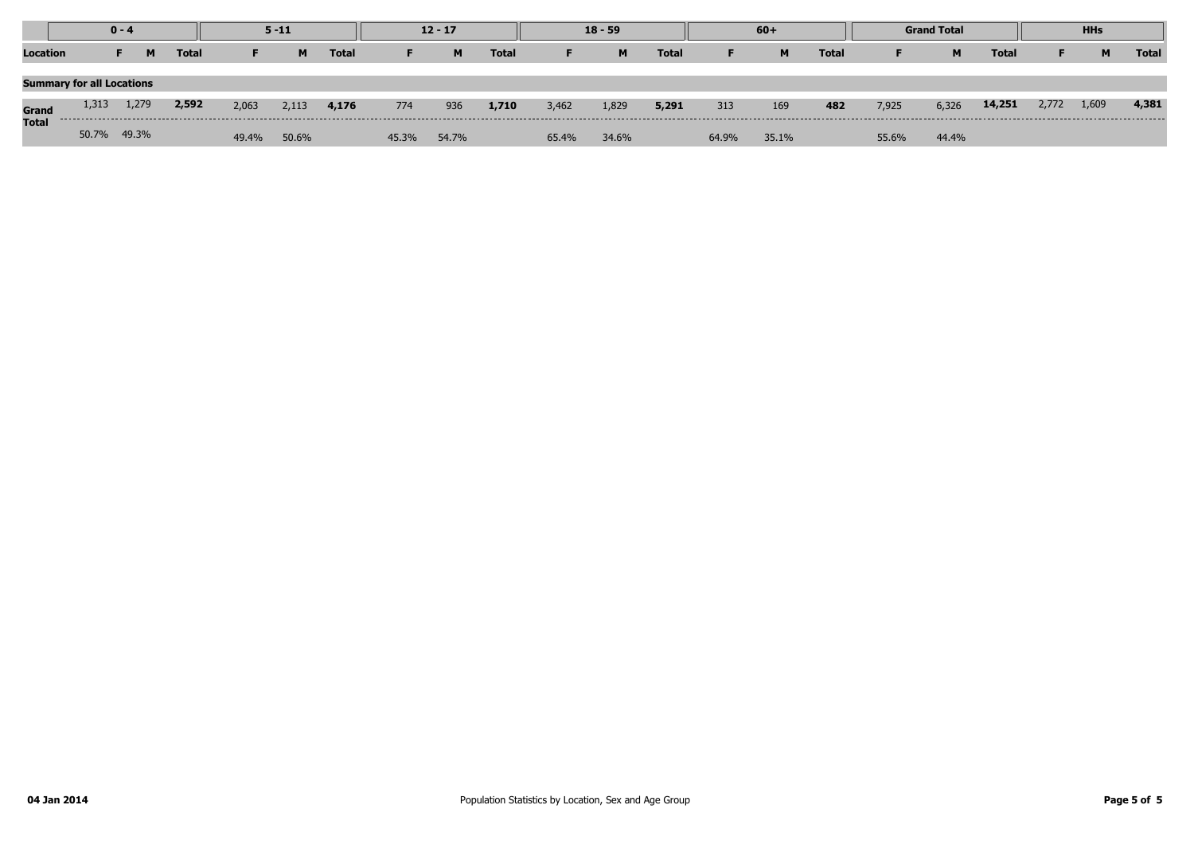| | 0 - 4 | | | 5 -11 | | | 12 - 17 | | | 18 - 59 | | | 60+ | | | Grand Total | | | HHs | | |
|---|---|---|---|---|---|---|---|---|---|---|---|---|---|---|---|---|---|---|---|---|---|
| **Location** | **F** | **M** | **Total** | **F** | **M** | **Total** | **F** | **M** | **Total** | **F** | **M** | **Total** | **F** | **M** | **Total** | **F** | **M** | **Total** | **F** | **M** | **Total** |
| **Summary for all Locations** | | | | | | | | | | | | | | | | | | | | | |
| **Grand Total** | 1,313 | 1,279 | **2,592** | 2,063 | 2,113 | **4,176** | 774 | 936 | **1,710** | 3,462 | 1,829 | **5,291** | 313 | 169 | **482** | 7,925 | 6,326 | **14,251** | 2,772 | 1,609 | **4,381** |
| | 50.7% | 49.3% | | 49.4% | 50.6% | | 45.3% | 54.7% | | 65.4% | 34.6% | | 64.9% | 35.1% | | 55.6% | 44.4% | | | | |

**04 Jan 2014**

Population Statistics by Location, Sex and Age Group